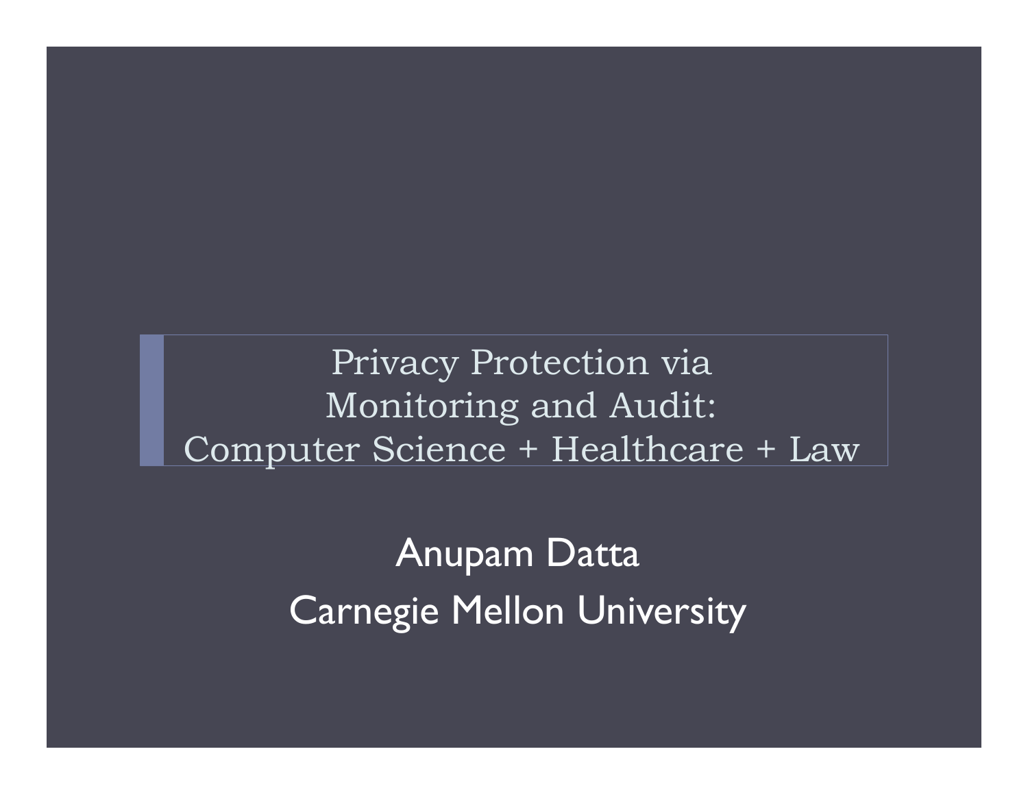# Privacy Protection via Monitoring and Audit: Computer Science + Healthcare + Law

Anupam Datta

Carnegie Mellon University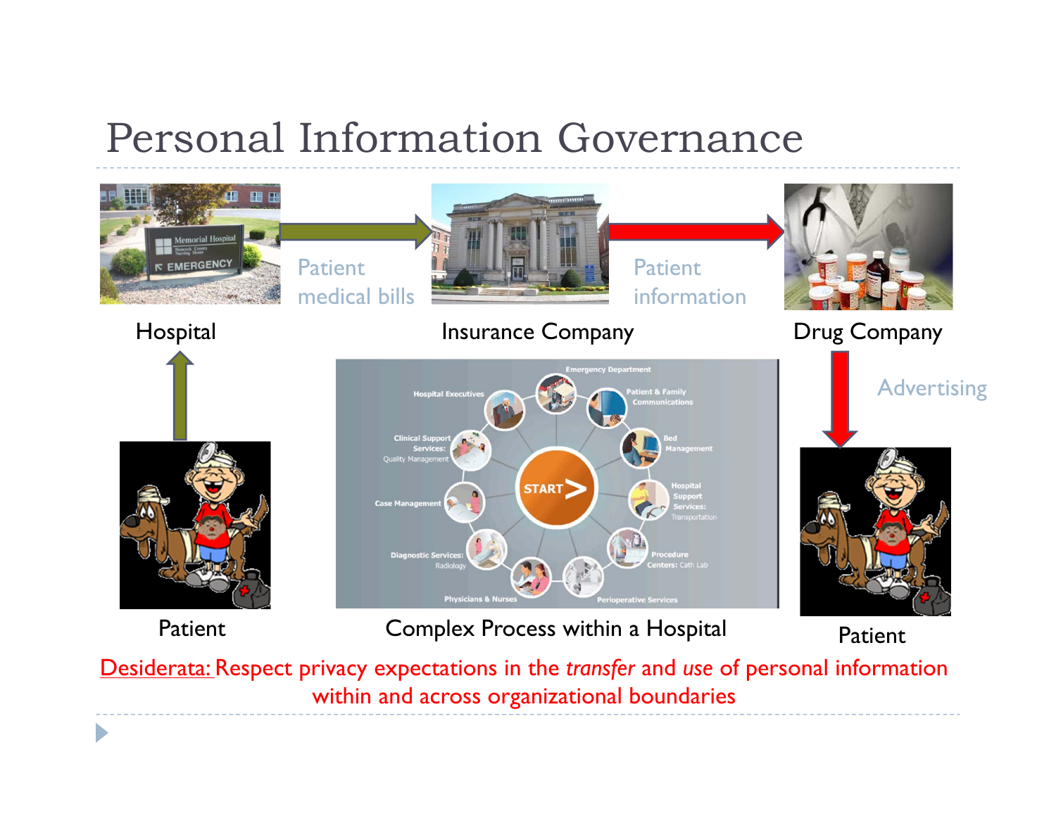# Personal Information Governance

Hospital → Patient medical bills → Insurance Company → Patient information → Drug Company

Drug Company → Advertising → Patient

Patient → Hospital

Complex Process within a Hospital

Desiderata: Respect privacy expectations in the *transfer* and *use* of personal information within and across organizational boundaries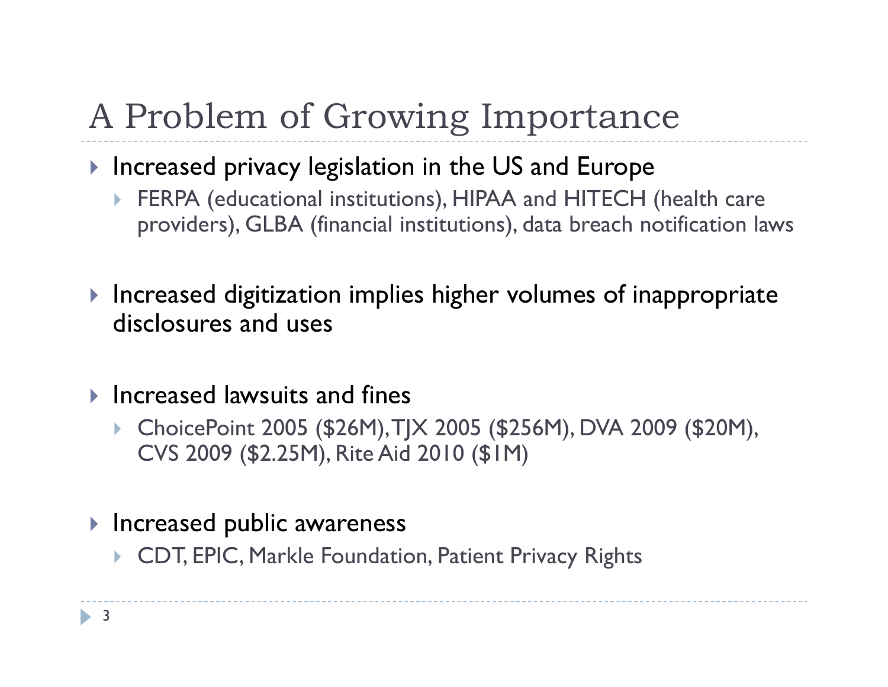# A Problem of Growing Importance

- Increased privacy legislation in the US and Europe
  - FERPA (educational institutions), HIPAA and HITECH (health care providers), GLBA (financial institutions), data breach notification laws

- Increased digitization implies higher volumes of inappropriate disclosures and uses

- Increased lawsuits and fines
  - ChoicePoint 2005 ($26M), TJX 2005 ($256M), DVA 2009 ($20M), CVS 2009 ($2.25M), Rite Aid 2010 ($1M)

- Increased public awareness
  - CDT, EPIC, Markle Foundation, Patient Privacy Rights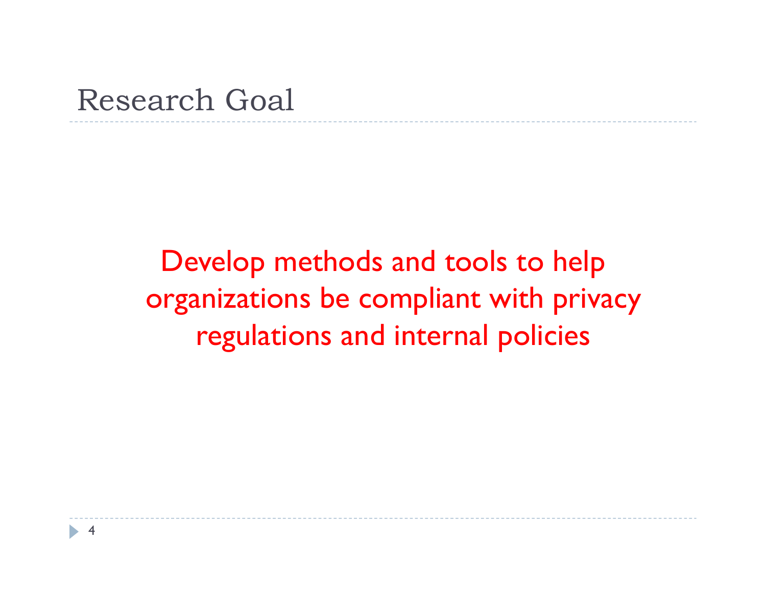# Research Goal

Develop methods and tools to help organizations be compliant with privacy regulations and internal policies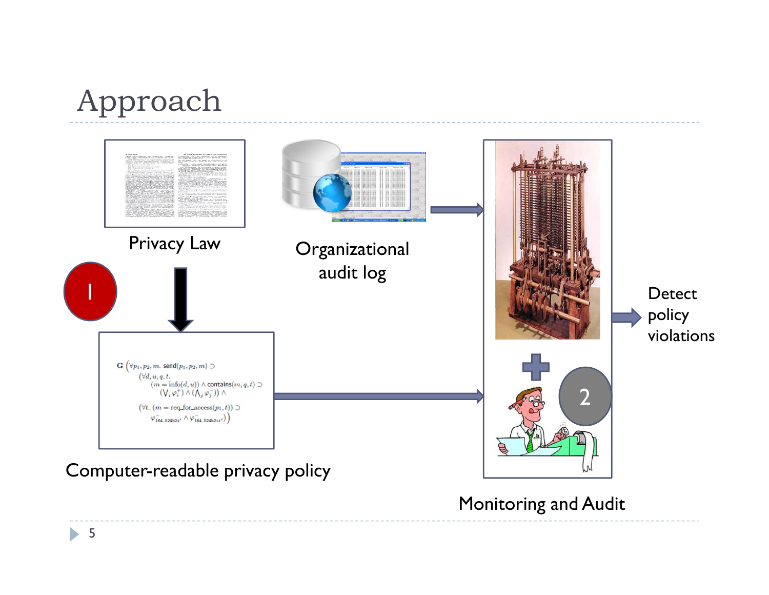# Approach

Privacy Law

Organizational audit log

1

$$\mathbf{G}\left(\forall p_1, p_2, m.\ \mathsf{send}(p_1, p_2, m) \supset \right.$$
$$(\forall d, u, q, t.$$
$$(m = \mathrm{info}(d, u)) \wedge \mathsf{contains}(m, q, t) \supset$$
$$(\bigvee_i \varphi_i^+) \wedge (\bigwedge_j \varphi_j^-)) \wedge$$
$$(\forall t.\ (m = \mathrm{req\_for\_access}(p_1, t)) \supset$$
$$\left. \varphi^-_{164.524b2i'} \wedge \varphi^-_{164.524b2ii'})\right)$$

Computer-readable privacy policy

2

Detect policy violations

Monitoring and Audit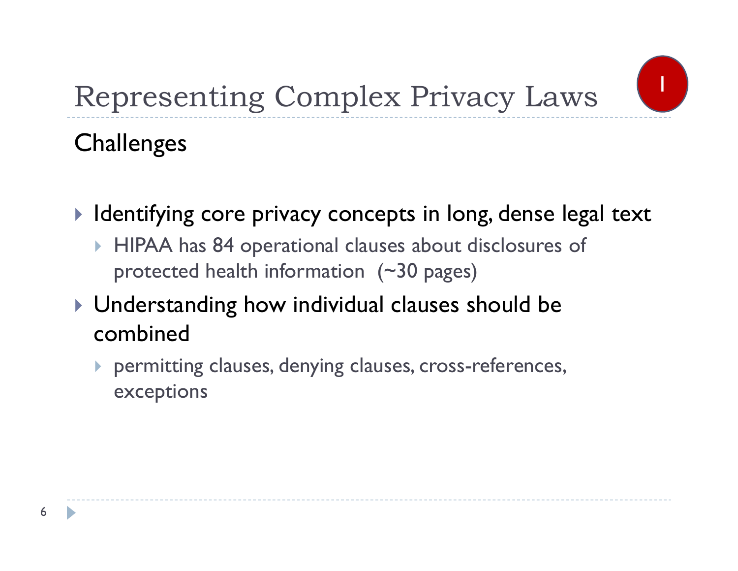# Representing Complex Privacy Laws

I

## Challenges

- Identifying core privacy concepts in long, dense legal text
  - HIPAA has 84 operational clauses about disclosures of protected health information (~30 pages)
- Understanding how individual clauses should be combined
  - permitting clauses, denying clauses, cross-references, exceptions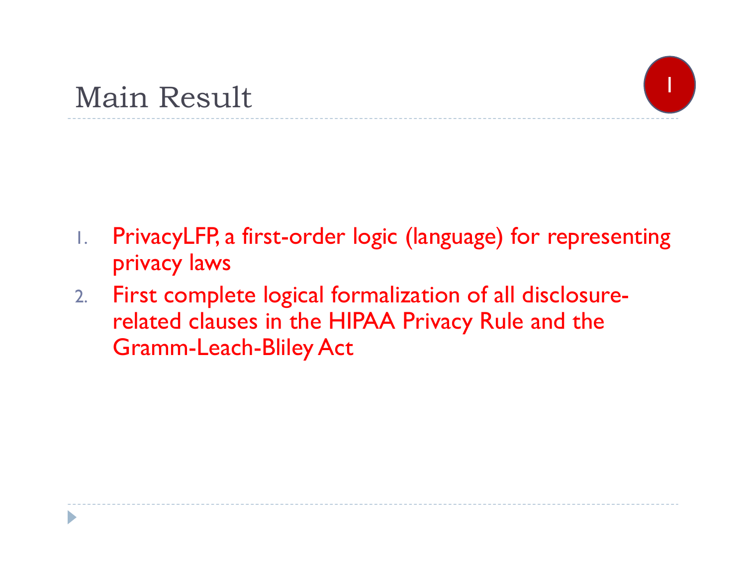# Main Result

1. PrivacyLFP, a first-order logic (language) for representing privacy laws
2. First complete logical formalization of all disclosure-related clauses in the HIPAA Privacy Rule and the Gramm-Leach-Bliley Act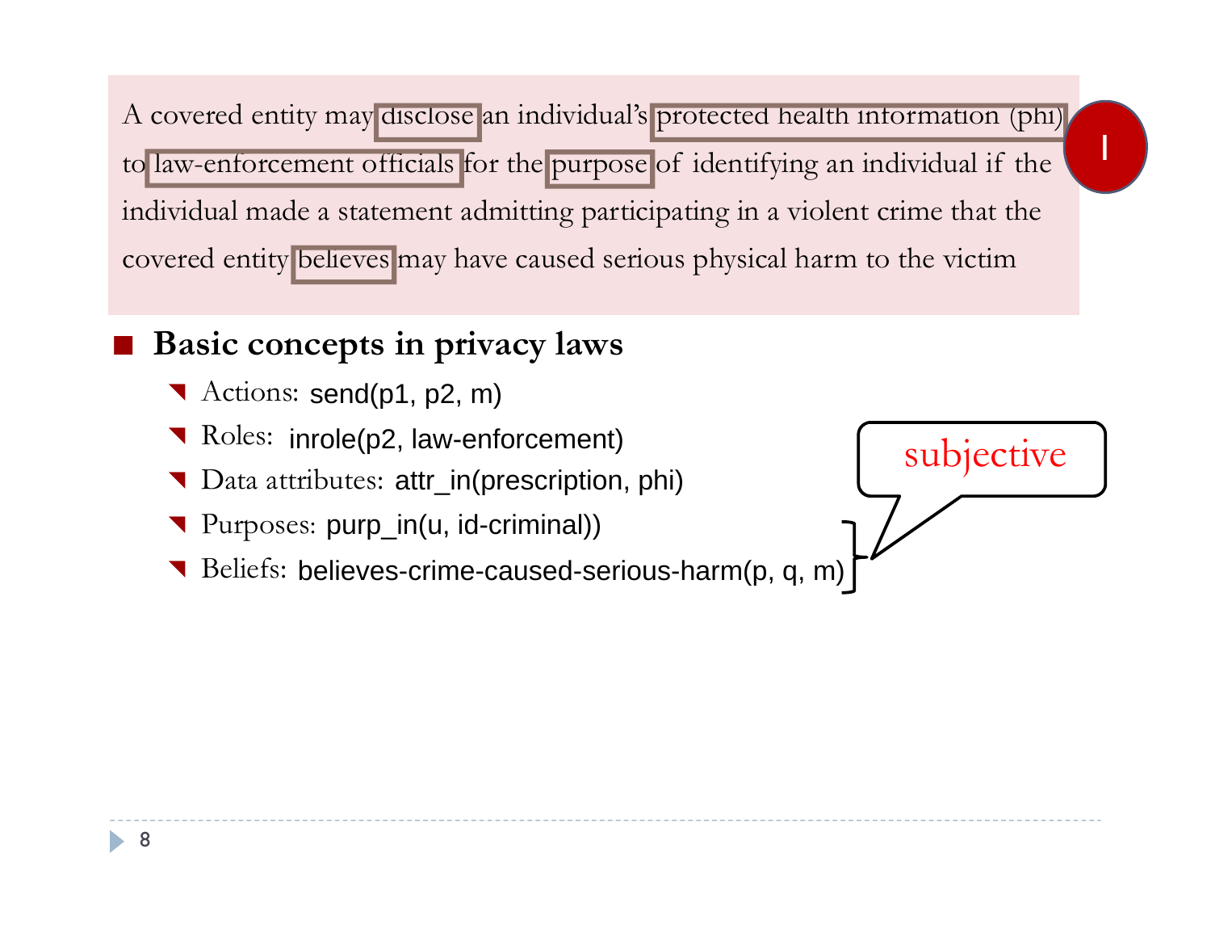A covered entity may disclose an individual's protected health information (phi) to law-enforcement officials for the purpose of identifying an individual if the individual made a statement admitting participating in a violent crime that the covered entity believes may have caused serious physical harm to the victim

I

## Basic concepts in privacy laws

- Actions: send(p1, p2, m)
- Roles: inrole(p2, law-enforcement)
- Data attributes: attr_in(prescription, phi)
- Purposes: purp_in(u, id-criminal))
- Beliefs: believes-crime-caused-serious-harm(p, q, m)

subjective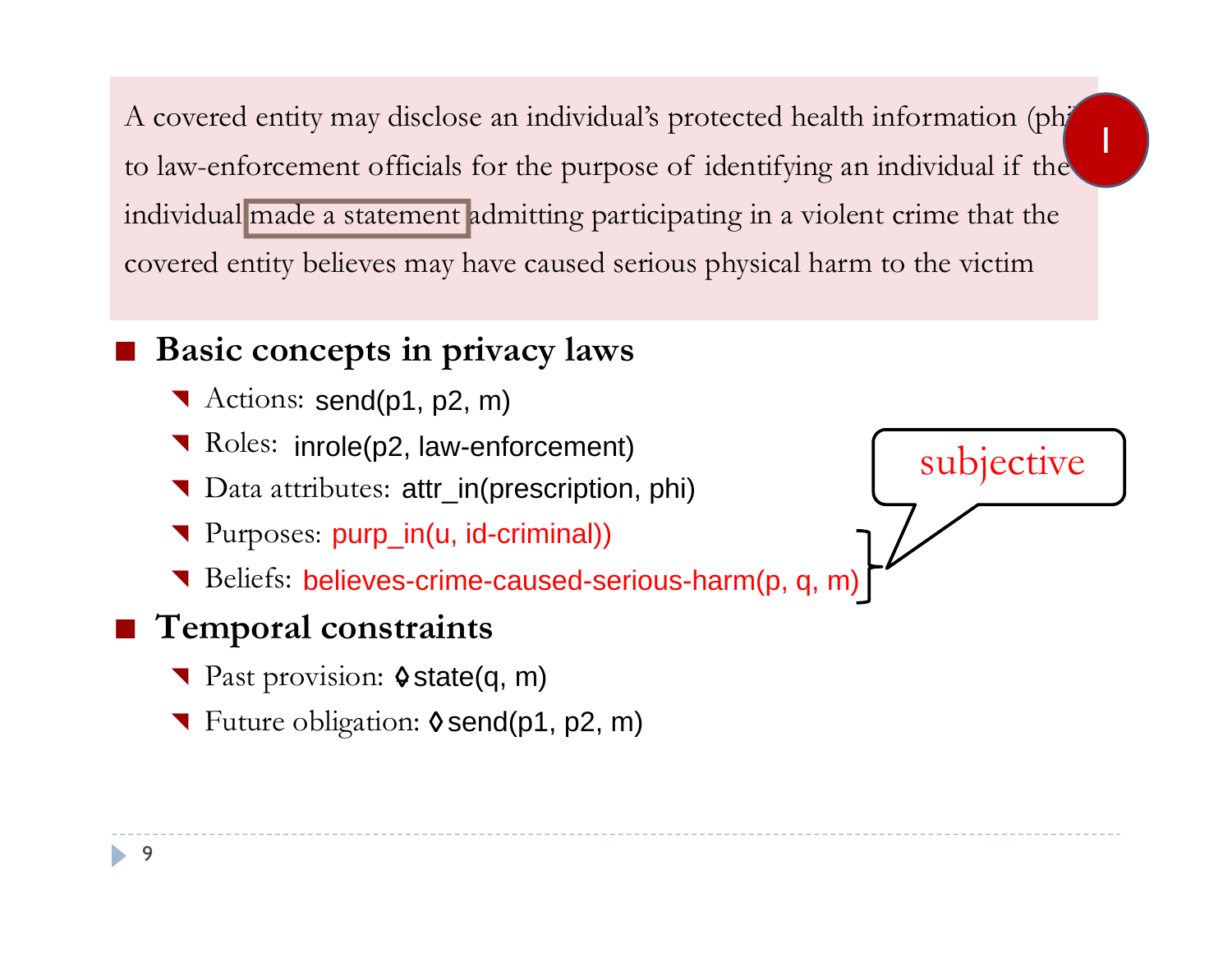A covered entity may disclose an individual's protected health information (phi) to law-enforcement officials for the purpose of identifying an individual if the individual made a statement admitting participating in a violent crime that the covered entity believes may have caused serious physical harm to the victim

I

- **Basic concepts in privacy laws**
  - Actions: send(p1, p2, m)
  - Roles: inrole(p2, law-enforcement)
  - Data attributes: attr_in(prescription, phi)
  - Purposes: purp_in(u, id-criminal))
  - Beliefs: believes-crime-caused-serious-harm(p, q, m)
- **Temporal constraints**
  - Past provision: ◊state(q, m)
  - Future obligation: ◊send(p1, p2, m)

subjective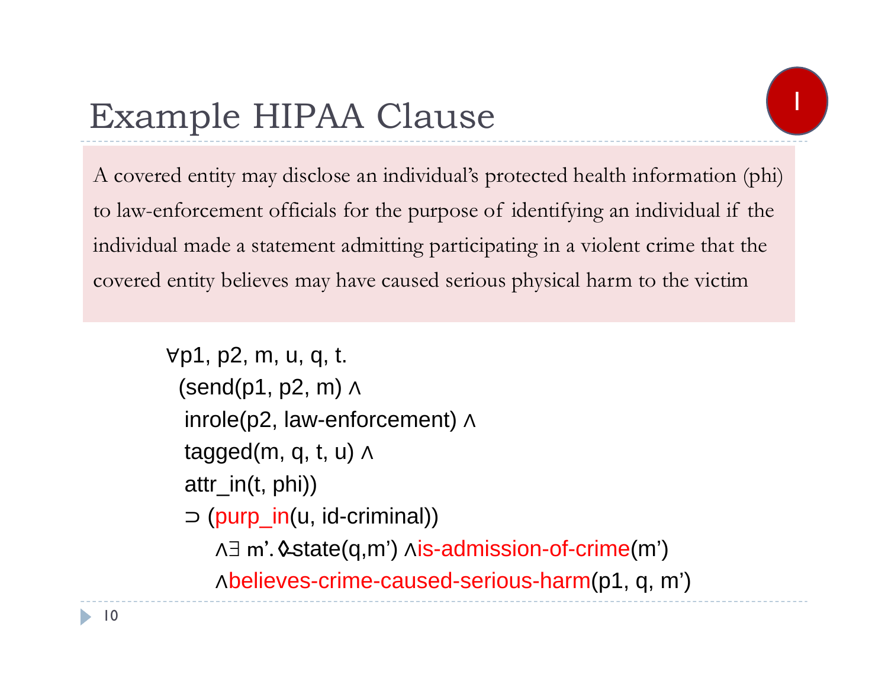# Example HIPAA Clause

A covered entity may disclose an individual's protected health information (phi) to law-enforcement officials for the purpose of identifying an individual if the individual made a statement admitting participating in a violent crime that the covered entity believes may have caused serious physical harm to the victim

$$
\begin{aligned}
&\forall p1, p2, m, u, q, t. \\
&\quad (\text{send}(p1, p2, m) \land \\
&\quad \text{inrole}(p2, \text{law-enforcement}) \land \\
&\quad \text{tagged}(m, q, t, u) \land \\
&\quad \text{attr\_in}(t, \text{phi})) \\
&\quad \supset (\text{purp\_in}(u, \text{id-criminal})) \\
&\qquad \land \exists\, m'. \Diamond\!\!-\text{state}(q, m') \land \text{is-admission-of-crime}(m') \\
&\qquad \land \text{believes-crime-caused-serious-harm}(p1, q, m')
\end{aligned}
$$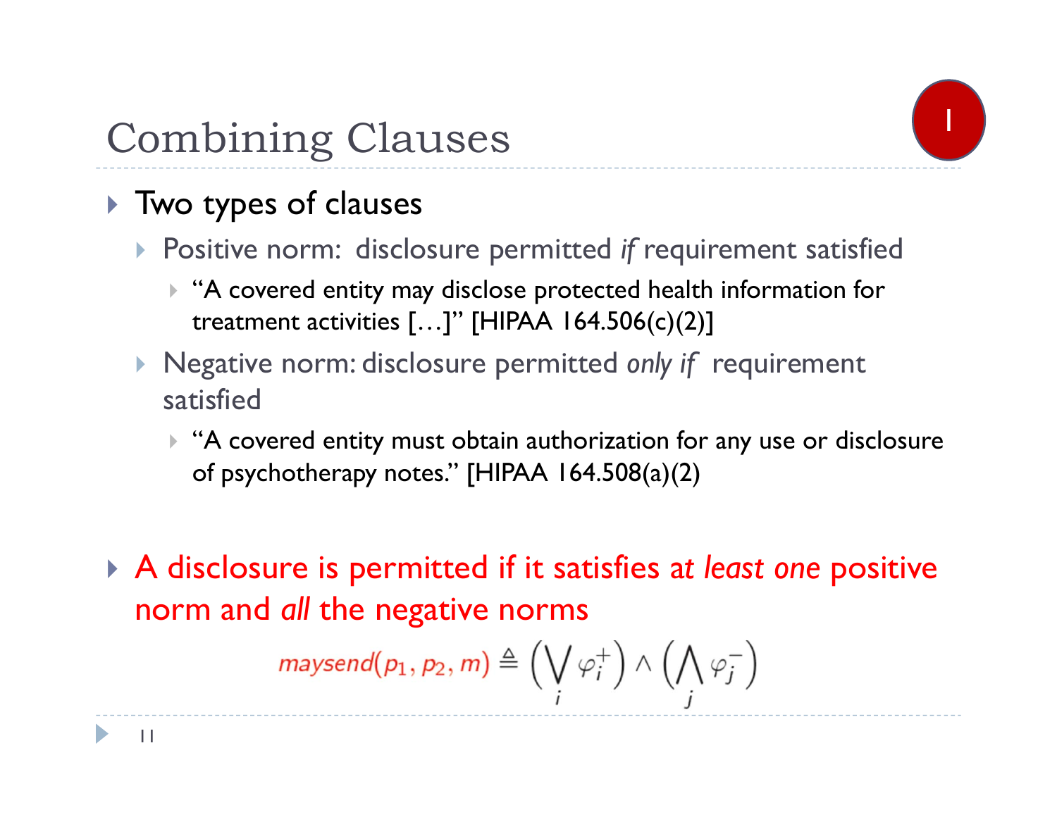# Combining Clauses

- Two types of clauses
  - Positive norm: disclosure permitted *if* requirement satisfied
    - "A covered entity may disclose protected health information for treatment activities […]" [HIPAA 164.506(c)(2)]
  - Negative norm: disclosure permitted *only if* requirement satisfied
    - "A covered entity must obtain authorization for any use or disclosure of psychotherapy notes." [HIPAA 164.508(a)(2)

- A disclosure is permitted if it satisfies a*t least one* positive norm and *all* the negative norms

$$maysend(p_1, p_2, m) \triangleq \left(\bigvee_i \varphi_i^+\right) \wedge \left(\bigwedge_j \varphi_j^-\right)$$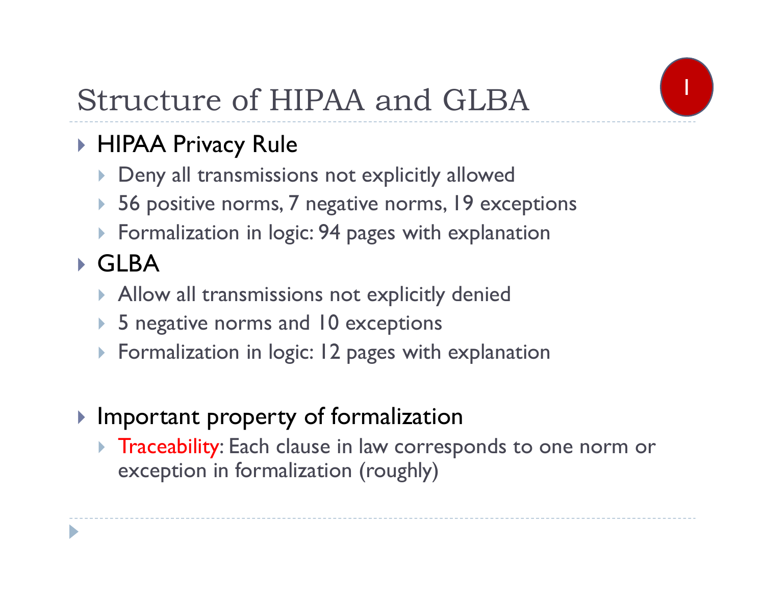# Structure of HIPAA and GLBA

- HIPAA Privacy Rule
  - Deny all transmissions not explicitly allowed
  - 56 positive norms, 7 negative norms, 19 exceptions
  - Formalization in logic: 94 pages with explanation
- GLBA
  - Allow all transmissions not explicitly denied
  - 5 negative norms and 10 exceptions
  - Formalization in logic: 12 pages with explanation
- Important property of formalization
  - Traceability: Each clause in law corresponds to one norm or exception in formalization (roughly)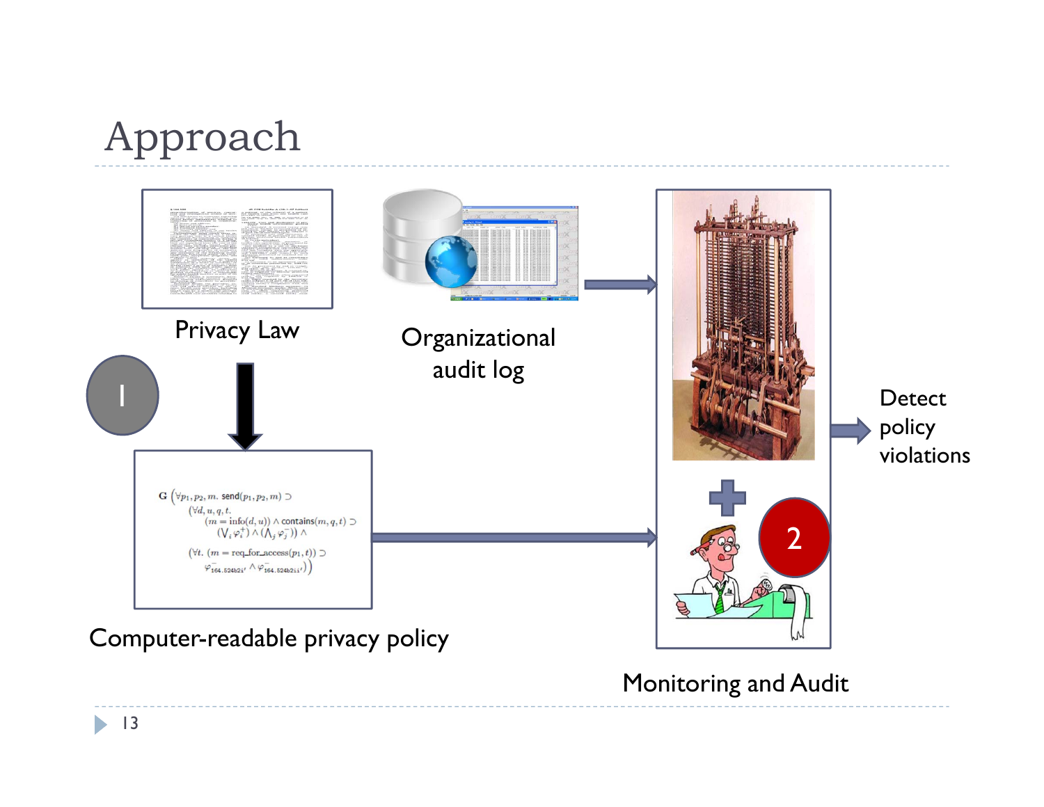# Approach

Privacy Law

Organizational audit log

1

$$\mathbf{G}\left(\forall p_1, p_2, m.\ \mathsf{send}(p_1, p_2, m) \supset \right.$$
$$(\forall d, u, q, t.$$
$$(m = \mathrm{info}(d, u)) \wedge \mathsf{contains}(m, q, t) \supset$$
$$(\bigvee_i \varphi_i^+) \wedge (\bigwedge_j \varphi_j^-)) \wedge$$
$$(\forall t.\ (m = \mathrm{req\_for\_access}(p_1, t)) \supset$$
$$\left.\varphi^-_{164.524b2i'} \wedge \varphi^-_{164.524b2ii'})\right)$$

Computer-readable privacy policy

2

Detect policy violations

Monitoring and Audit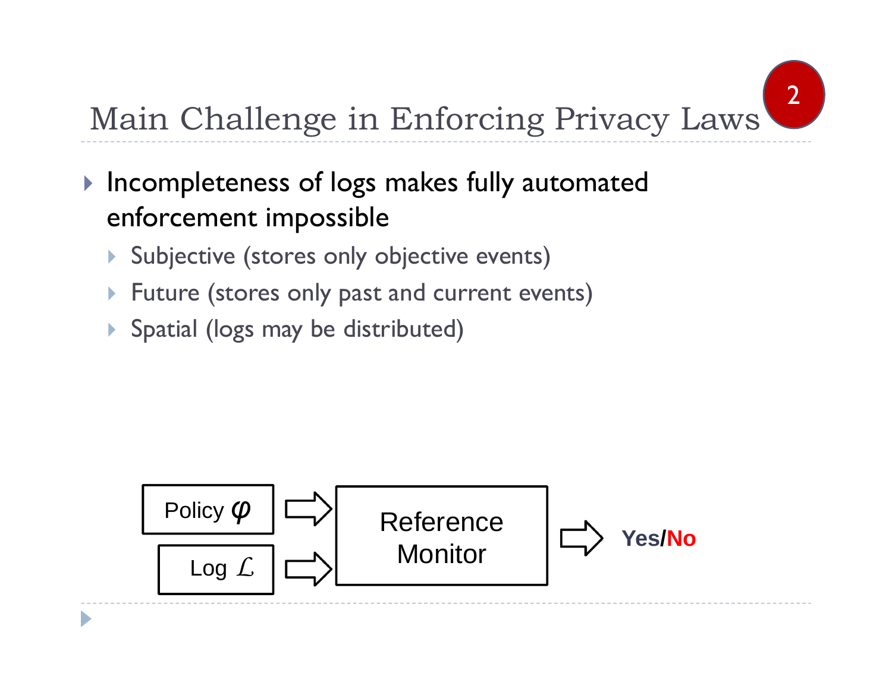# Main Challenge in Enforcing Privacy Laws

- Incompleteness of logs makes fully automated enforcement impossible
  - Subjective (stores only objective events)
  - Future (stores only past and current events)
  - Spatial (logs may be distributed)

Policy $\varphi$ ⇒ Reference Monitor ⇒ **Yes**/**No**

Log $\mathcal{L}$ ⇒ Reference Monitor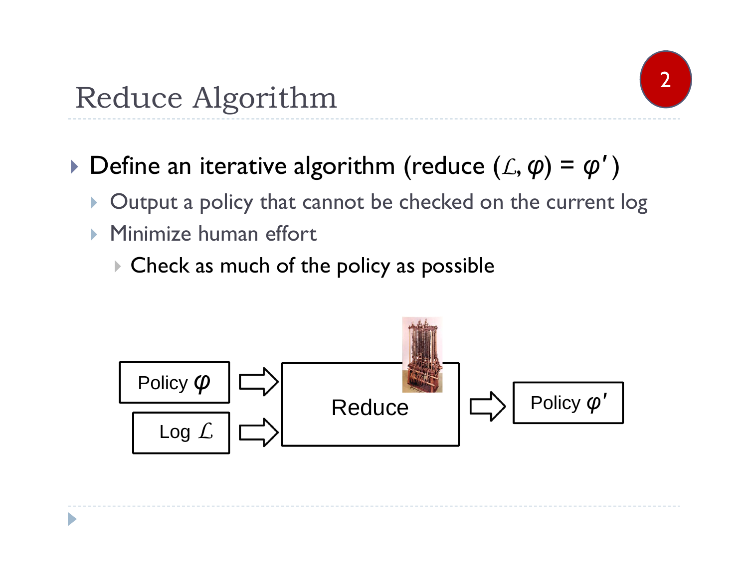# Reduce Algorithm

- Define an iterative algorithm (reduce $(\mathcal{L}, \varphi) = \varphi'$)
  - Output a policy that cannot be checked on the current log
  - Minimize human effort
    - Check as much of the policy as possible

Policy $\varphi$ → Reduce → Policy $\varphi'$

Log $\mathcal{L}$ → Reduce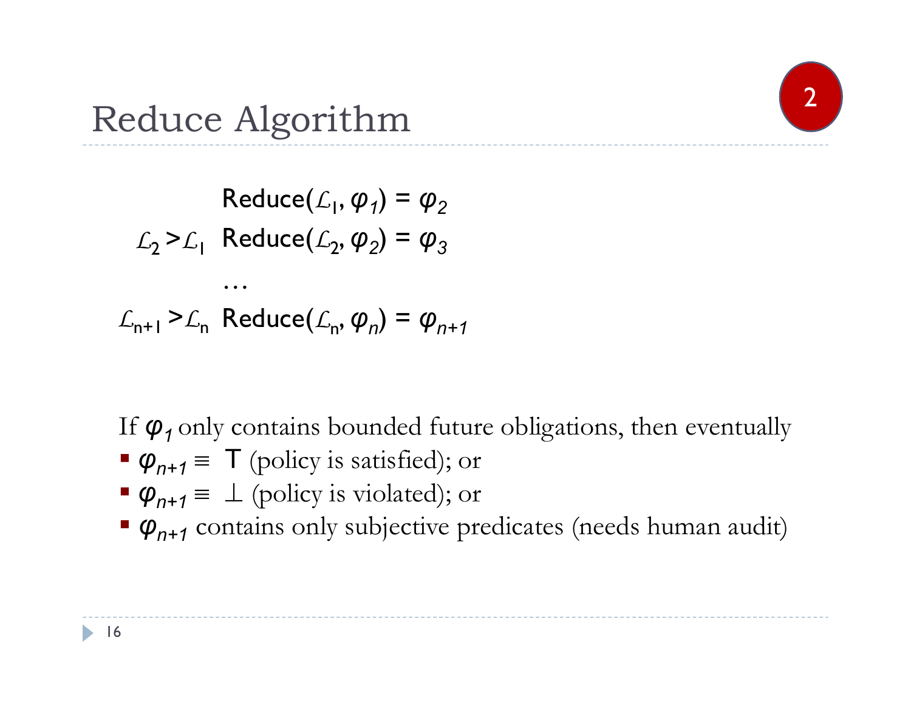# Reduce Algorithm

2

$$
\begin{array}{rl}
 & \text{Reduce}(\mathcal{L}_1, \varphi_1) = \varphi_2 \\
\mathcal{L}_2 > \mathcal{L}_1 & \text{Reduce}(\mathcal{L}_2, \varphi_2) = \varphi_3 \\
 & \ldots \\
\mathcal{L}_{n+1} > \mathcal{L}_n & \text{Reduce}(\mathcal{L}_n, \varphi_n) = \varphi_{n+1}
\end{array}
$$

If $\varphi_1$ only contains bounded future obligations, then eventually

- $\varphi_{n+1} \equiv \top$ (policy is satisfied); or
- $\varphi_{n+1} \equiv \bot$ (policy is violated); or
- $\varphi_{n+1}$ contains only subjective predicates (needs human audit)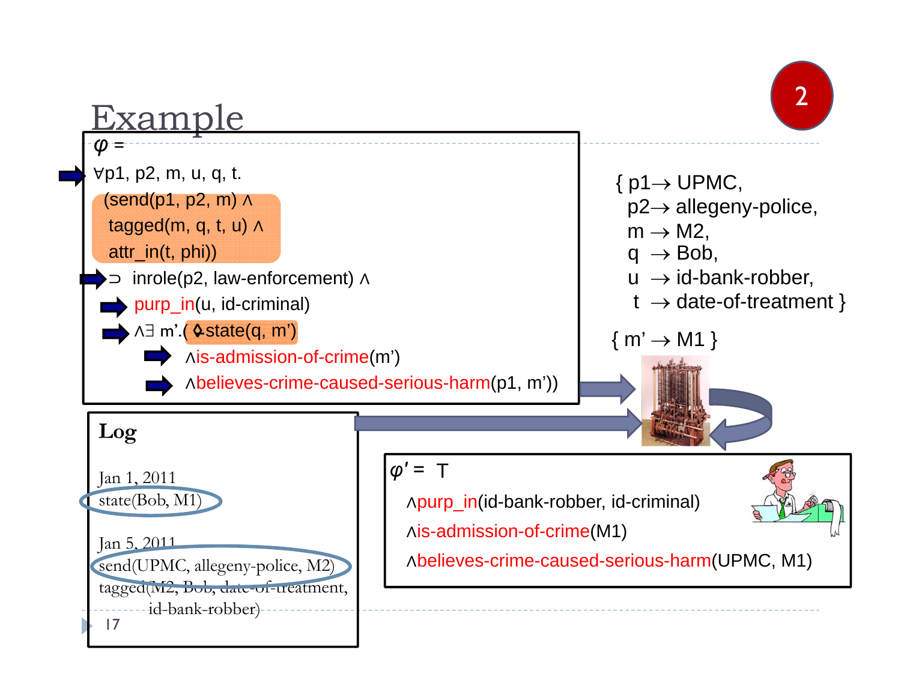# Example

$\varphi$ =

∀p1, p2, m, u, q, t.

(send(p1, p2, m) ∧
tagged(m, q, t, u) ∧
attr_in(t, phi))

⊃ inrole(p2, law-enforcement) ∧

purp_in(u, id-criminal)

∧∃ m'.( ◇state(q, m')

∧is-admission-of-crime(m')

∧believes-crime-caused-serious-harm(p1, m'))

{ p1→ UPMC,
p2→ allegeny-police,
m → M2,
q → Bob,
u → id-bank-robber,
t → date-of-treatment }

{ m' → M1 }

**Log**

Jan 1, 2011
state(Bob, M1)

Jan 5, 2011
send(UPMC, allegeny-police, M2)
tagged(M2, Bob, date-of-treatment, id-bank-robber)

$\varphi'$ = T

∧purp_in(id-bank-robber, id-criminal)

∧is-admission-of-crime(M1)

∧believes-crime-caused-serious-harm(UPMC, M1)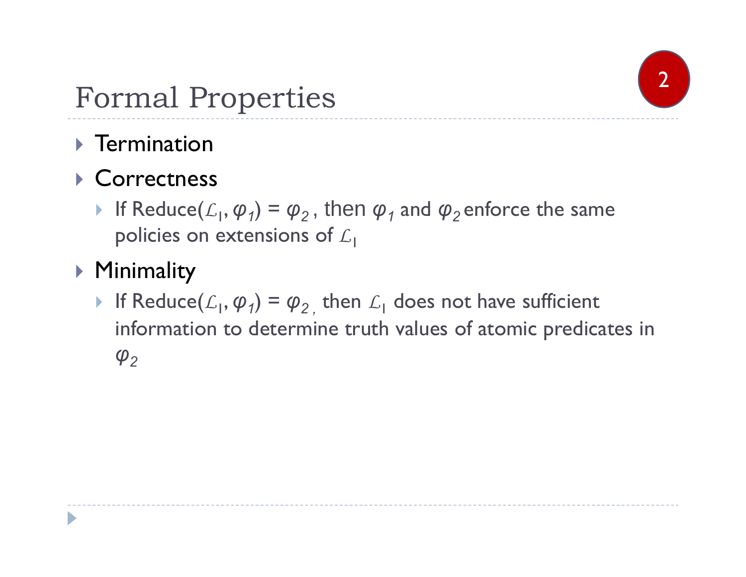# Formal Properties

- Termination
- Correctness
  - If Reduce($\mathcal{L}_1$, $\varphi_1$) = $\varphi_2$ , then $\varphi_1$ and $\varphi_2$ enforce the same policies on extensions of $\mathcal{L}_1$
- Minimality
  - If Reduce($\mathcal{L}_1$, $\varphi_1$) = $\varphi_2$ , then $\mathcal{L}_1$ does not have sufficient information to determine truth values of atomic predicates in $\varphi_2$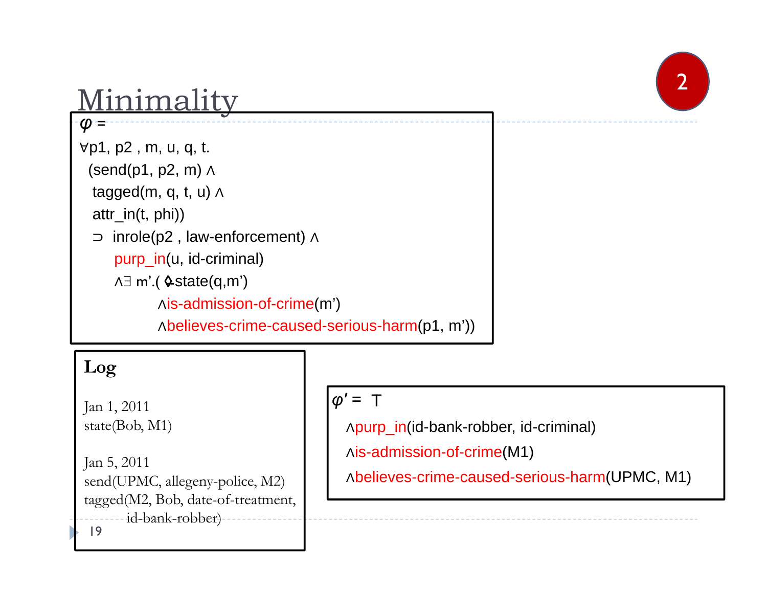# Minimality

$\varphi$ =

∀p1, p2 , m, u, q, t.
  (send(p1, p2, m) ∧
  tagged(m, q, t, u) ∧
  attr_in(t, phi))
  ⊃ inrole(p2 , law-enforcement) ∧
    purp_in(u, id-criminal)
    ∧∃ m'.( ◇state(q,m')
        ∧is-admission-of-crime(m')
        ∧believes-crime-caused-serious-harm(p1, m'))

**Log**

Jan 1, 2011
state(Bob, M1)

Jan 5, 2011
send(UPMC, allegeny-police, M2)
tagged(M2, Bob, date-of-treatment,
    id-bank-robber)

$\varphi'$ = T
  ∧purp_in(id-bank-robber, id-criminal)
  ∧is-admission-of-crime(M1)
  ∧believes-crime-caused-serious-harm(UPMC, M1)

2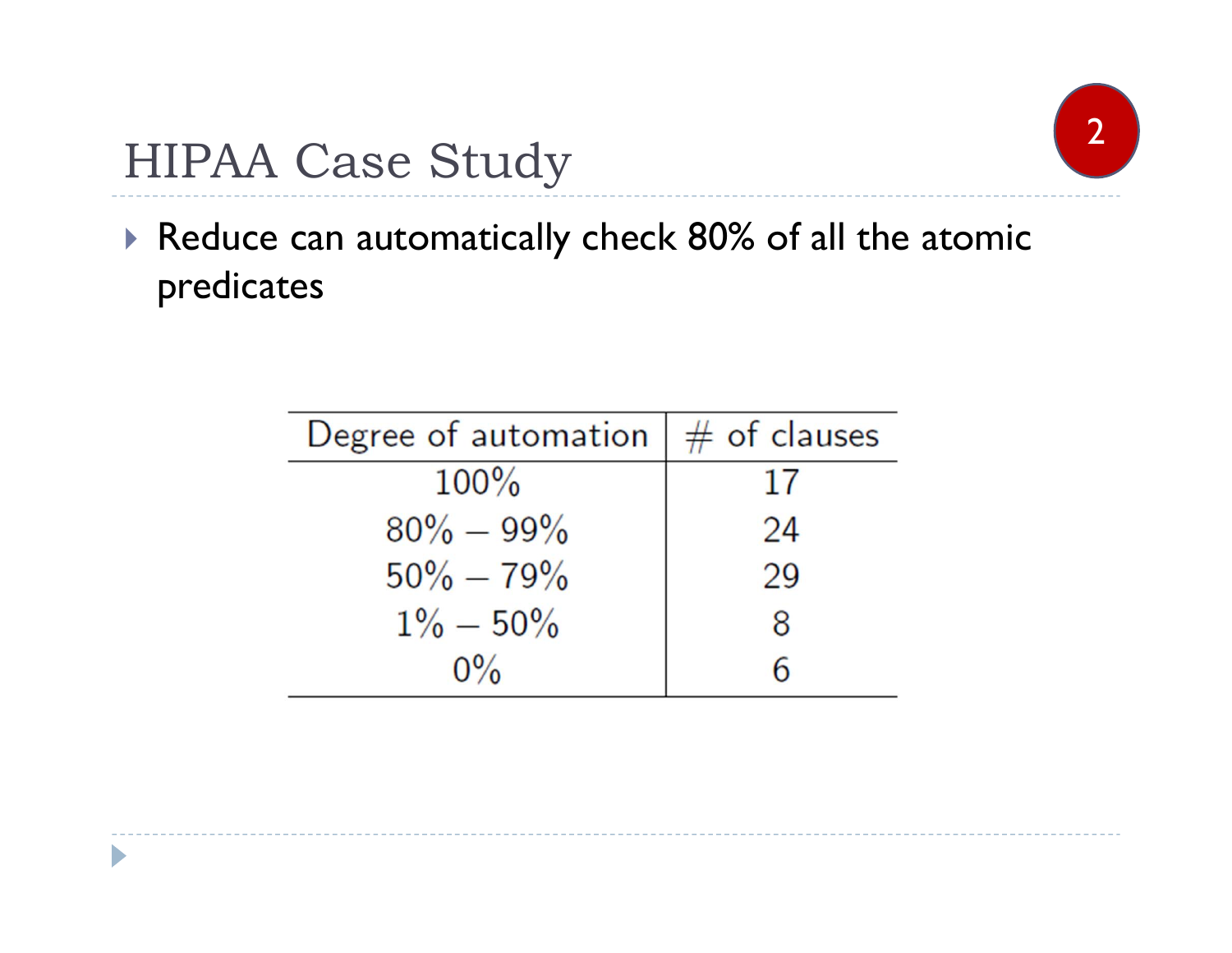# HIPAA Case Study

- Reduce can automatically check 80% of all the atomic predicates

| Degree of automation | # of clauses |
|---|---|
| 100% | 17 |
| 80% – 99% | 24 |
| 50% – 79% | 29 |
| 1% – 50% | 8 |
| 0% | 6 |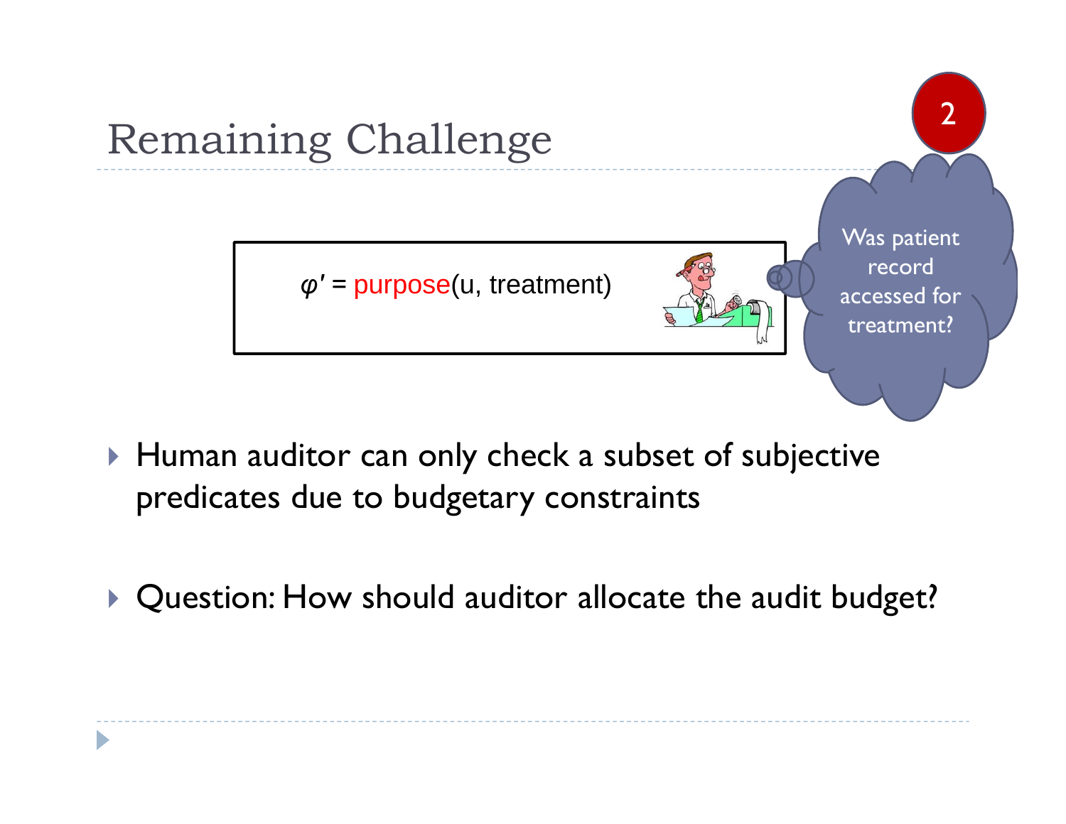# Remaining Challenge

$\varphi' = \text{purpose}(u, \text{treatment})$

2

Was patient record accessed for treatment?

- Human auditor can only check a subset of subjective predicates due to budgetary constraints
- Question: How should auditor allocate the audit budget?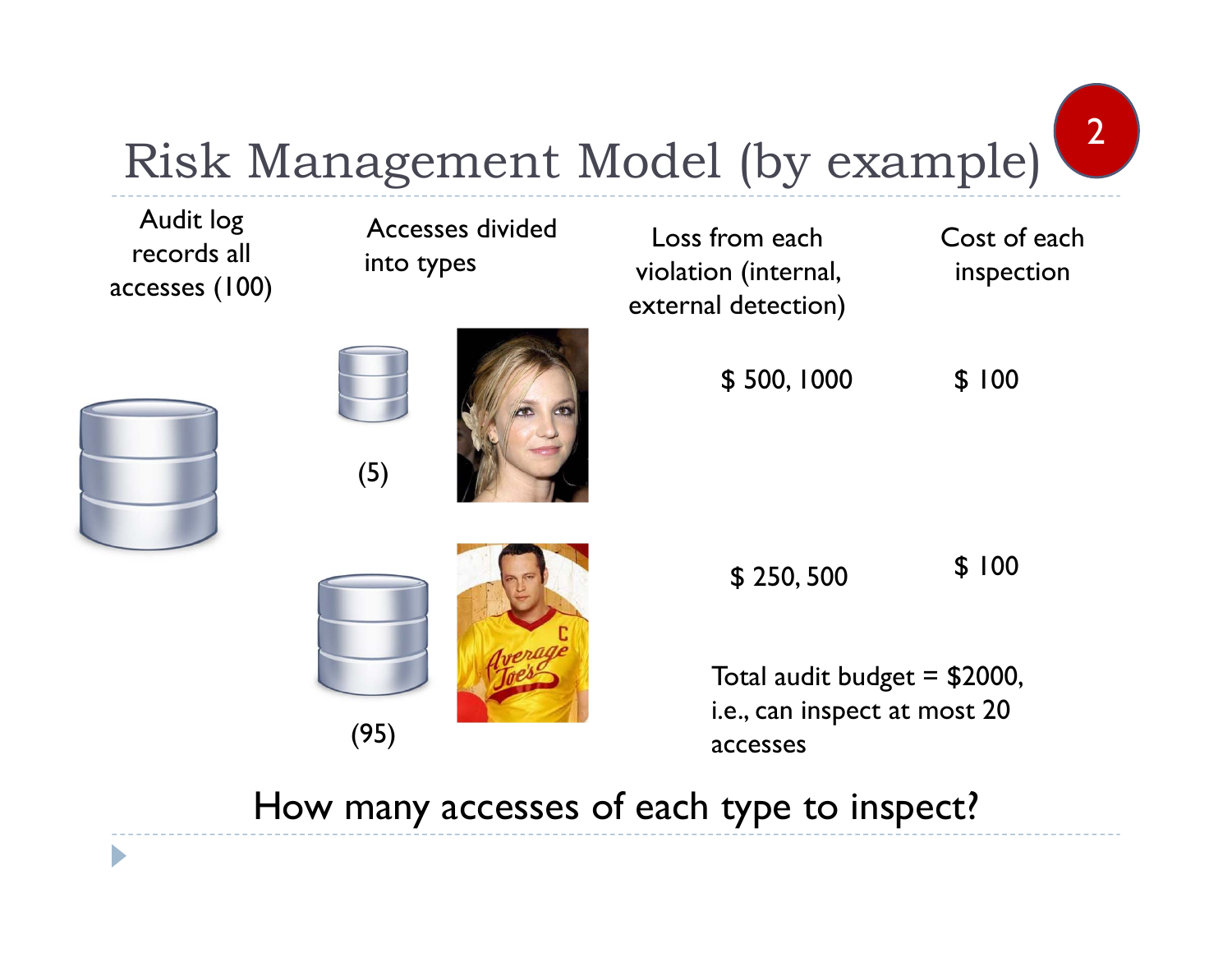# Risk Management Model (by example)

| Audit log records all accesses (100) | Accesses divided into types | Loss from each violation (internal, external detection) | Cost of each inspection |
|---|---|---|---|
| | (5) | \$ 500, 1000 | \$ 100 |
| | (95) | \$ 250, 500 | \$ 100 |

Total audit budget = \$2000, i.e., can inspect at most 20 accesses

How many accesses of each type to inspect?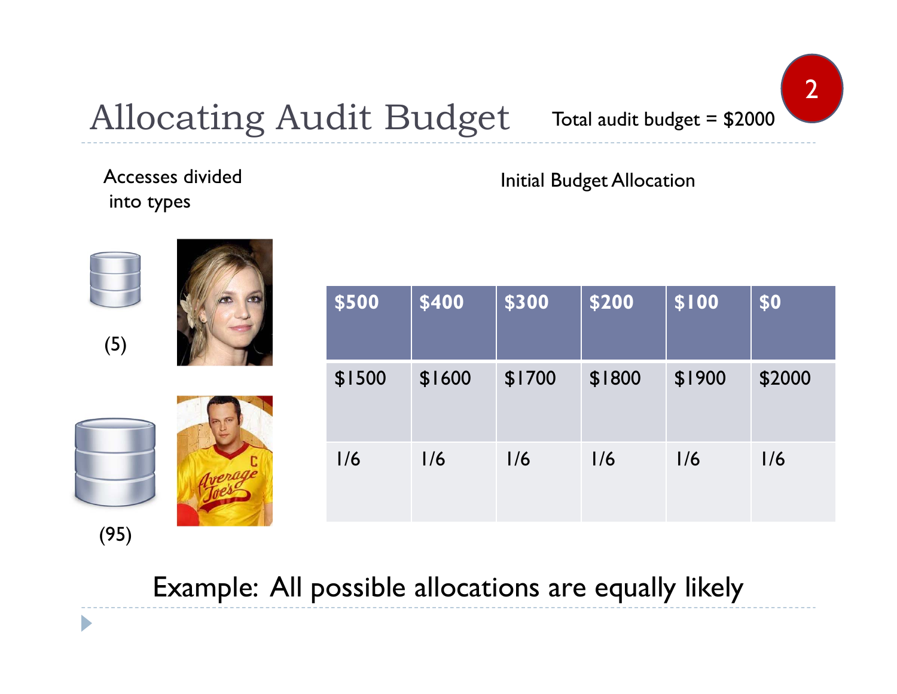# Allocating Audit Budget

Total audit budget = $2000

2

Accesses divided into types

(5)

(95)

Initial Budget Allocation

| $500 | $400 | $300 | $200 | $100 | $0 |
|---|---|---|---|---|---|
| $1500 | $1600 | $1700 | $1800 | $1900 | $2000 |
| 1/6 | 1/6 | 1/6 | 1/6 | 1/6 | 1/6 |

Example: All possible allocations are equally likely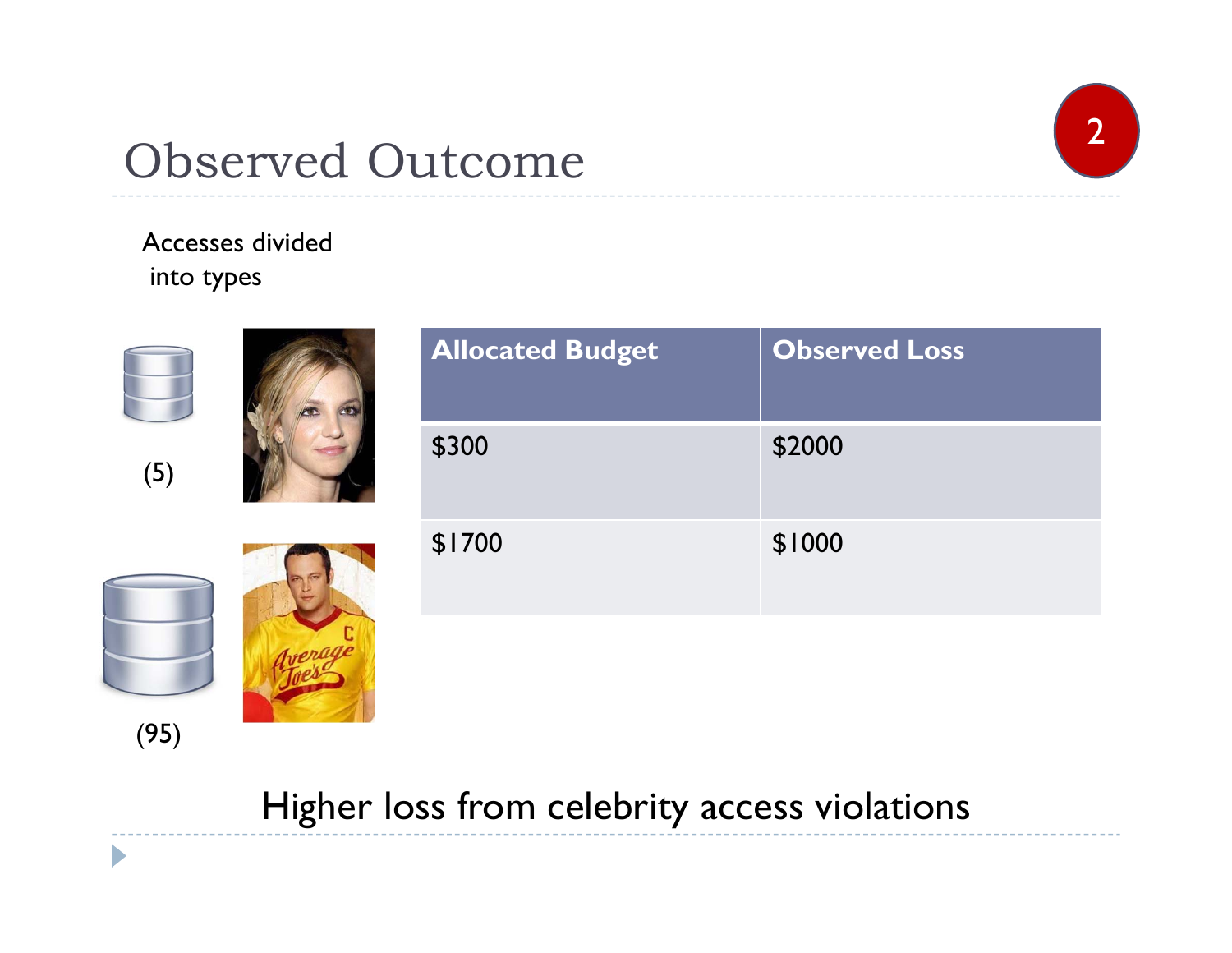# Observed Outcome

Accesses divided into types

(5)

(95)

| Allocated Budget | Observed Loss |
| --- | --- |
| $300 | $2000 |
| $1700 | $1000 |

Higher loss from celebrity access violations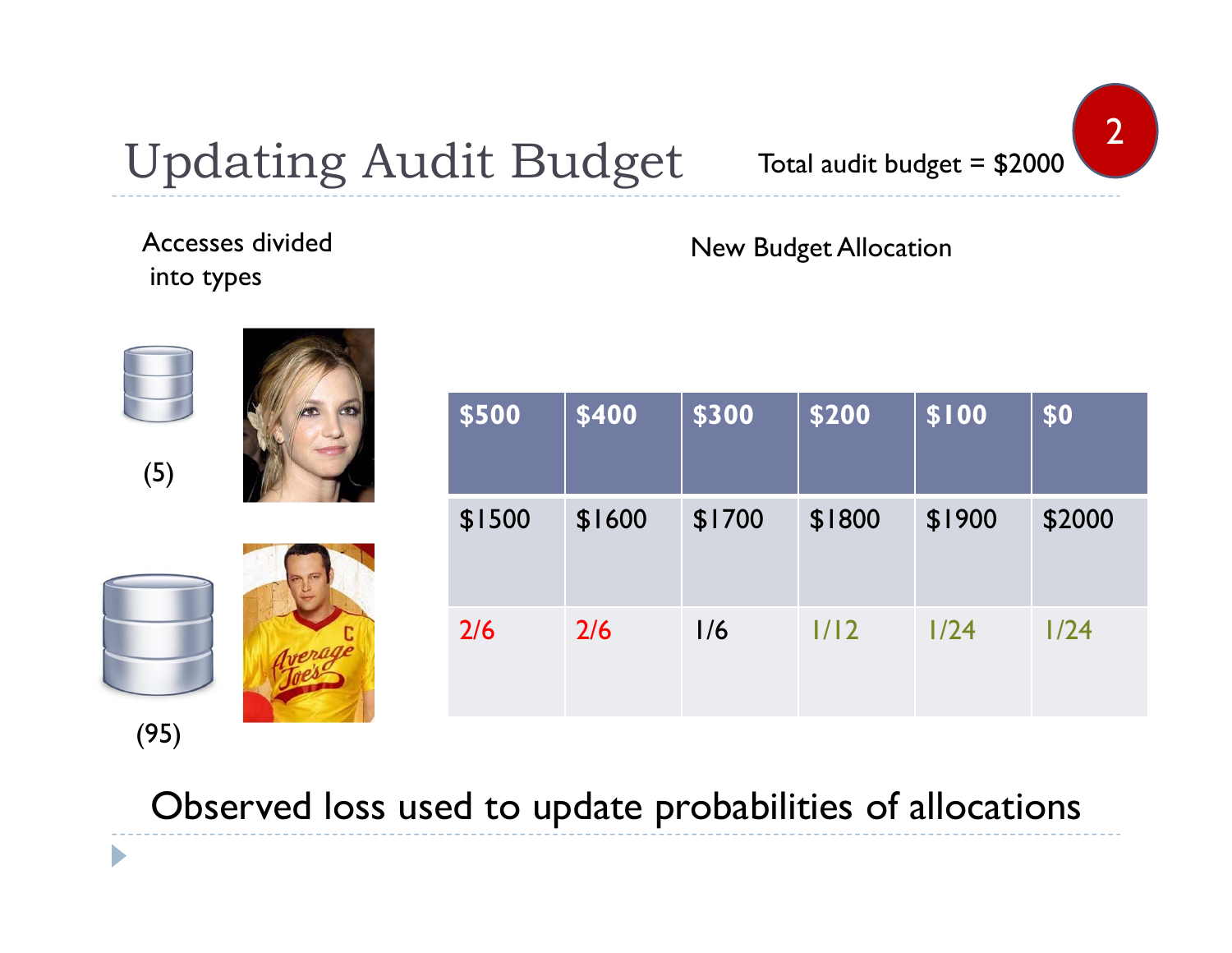# Updating Audit Budget

Total audit budget = $2000

2

Accesses divided into types

(5)

(95)

New Budget Allocation

| $500 | $400 | $300 | $200 | $100 | $0 |
|---|---|---|---|---|---|
| $1500 | $1600 | $1700 | $1800 | $1900 | $2000 |
| 2/6 | 2/6 | 1/6 | 1/12 | 1/24 | 1/24 |

Observed loss used to update probabilities of allocations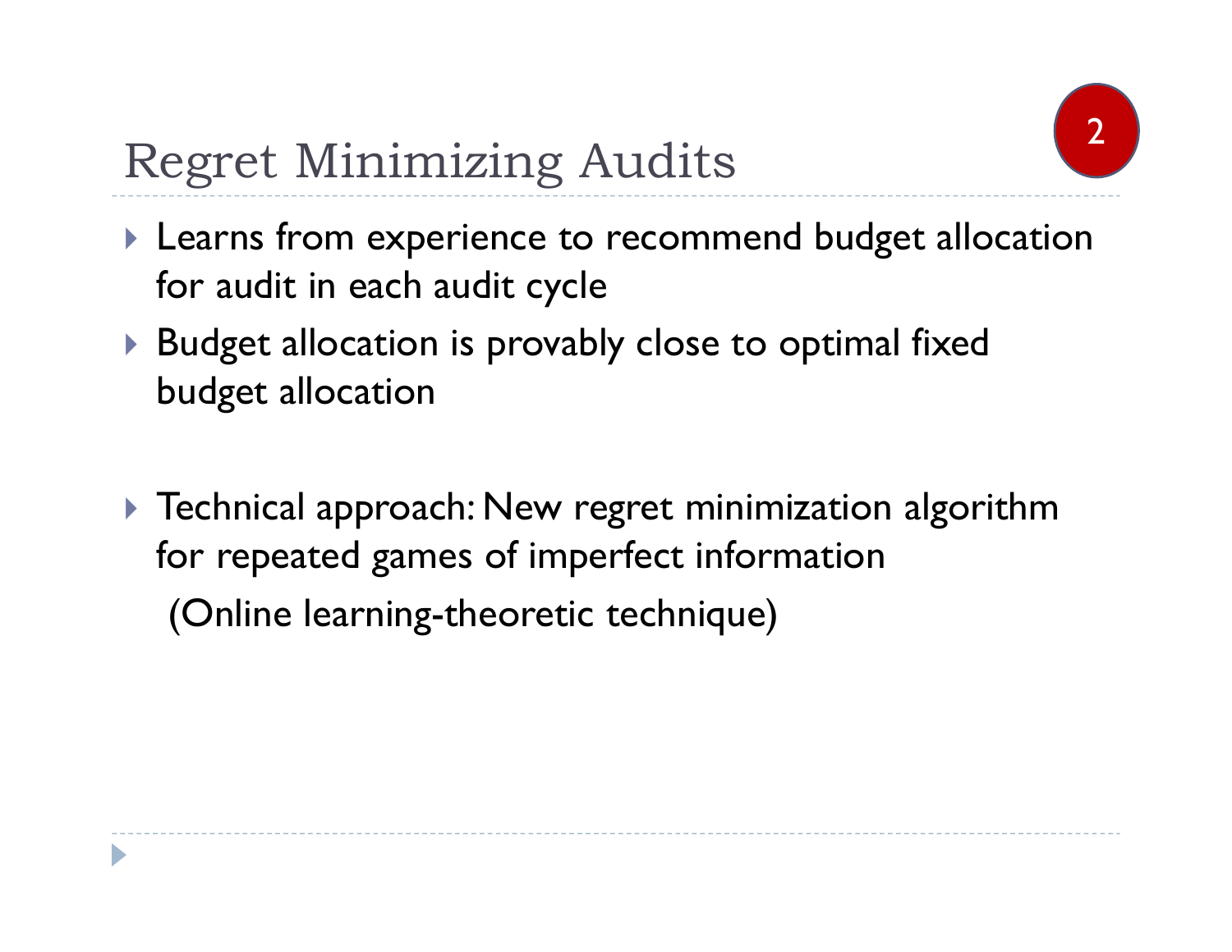# Regret Minimizing Audits

- Learns from experience to recommend budget allocation for audit in each audit cycle
- Budget allocation is provably close to optimal fixed budget allocation
- Technical approach: New regret minimization algorithm for repeated games of imperfect information
  (Online learning-theoretic technique)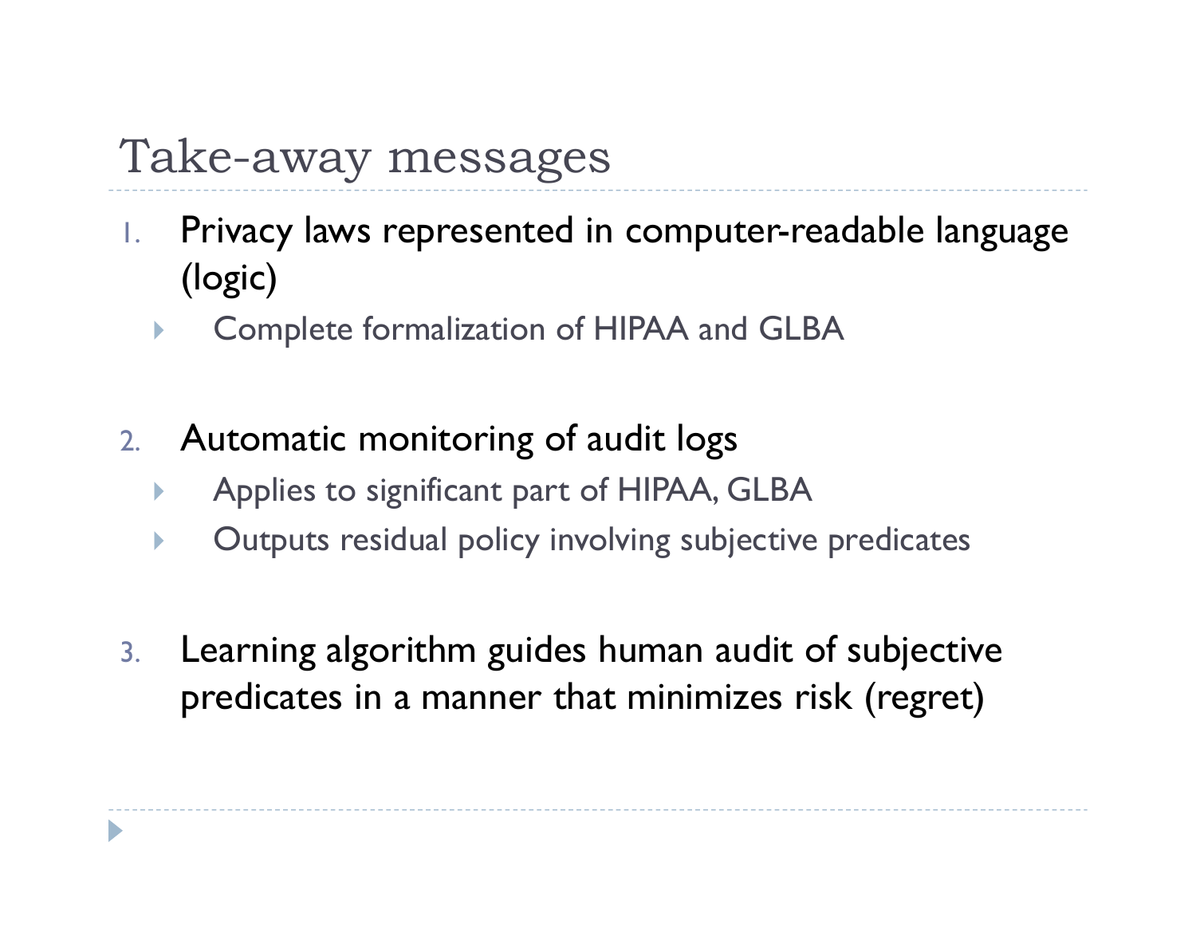# Take-away messages

1. Privacy laws represented in computer-readable language (logic)
   - Complete formalization of HIPAA and GLBA

2. Automatic monitoring of audit logs
   - Applies to significant part of HIPAA, GLBA
   - Outputs residual policy involving subjective predicates

3. Learning algorithm guides human audit of subjective predicates in a manner that minimizes risk (regret)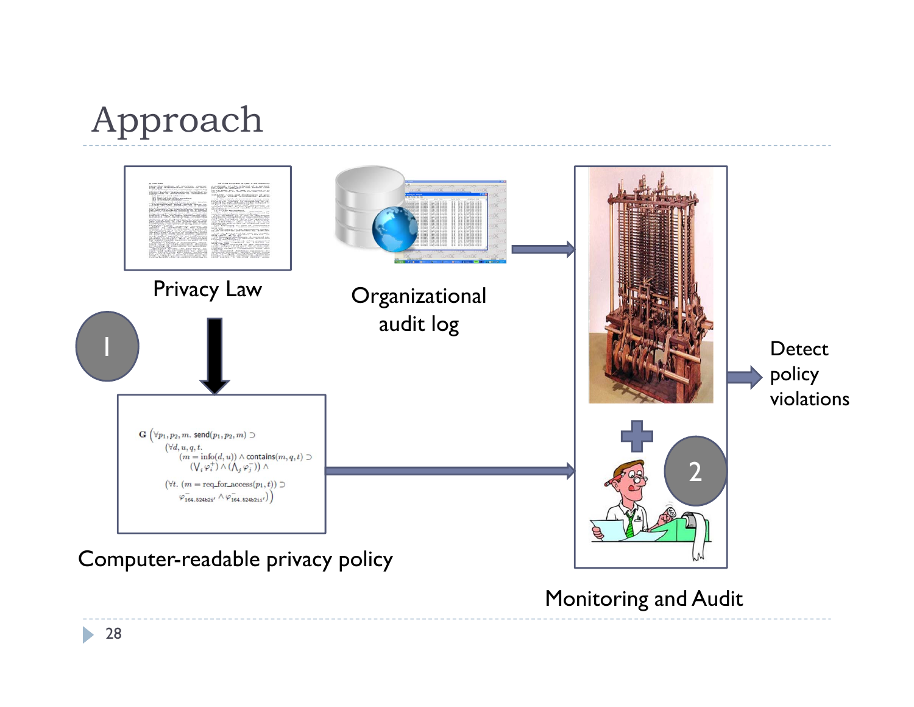# Approach

Privacy Law

Organizational audit log

1

$$\mathbf{G}\left(\forall p_1, p_2, m.\ \mathsf{send}(p_1, p_2, m) \supset \left(\forall d, u, q, t.\ (m = \mathrm{info}(d, u)) \wedge \mathsf{contains}(m, q, t) \supset (\bigvee_i \varphi_i^+) \wedge (\bigwedge_j \varphi_j^-)\right) \wedge \left(\forall t.\ (m = \mathrm{req\_for\_access}(p_1, t)) \supset \varphi^-_{164.524b2i'} \wedge \varphi^-_{164.524b2ii'}\right)\right)$$

Computer-readable privacy policy

2

Monitoring and Audit

Detect policy violations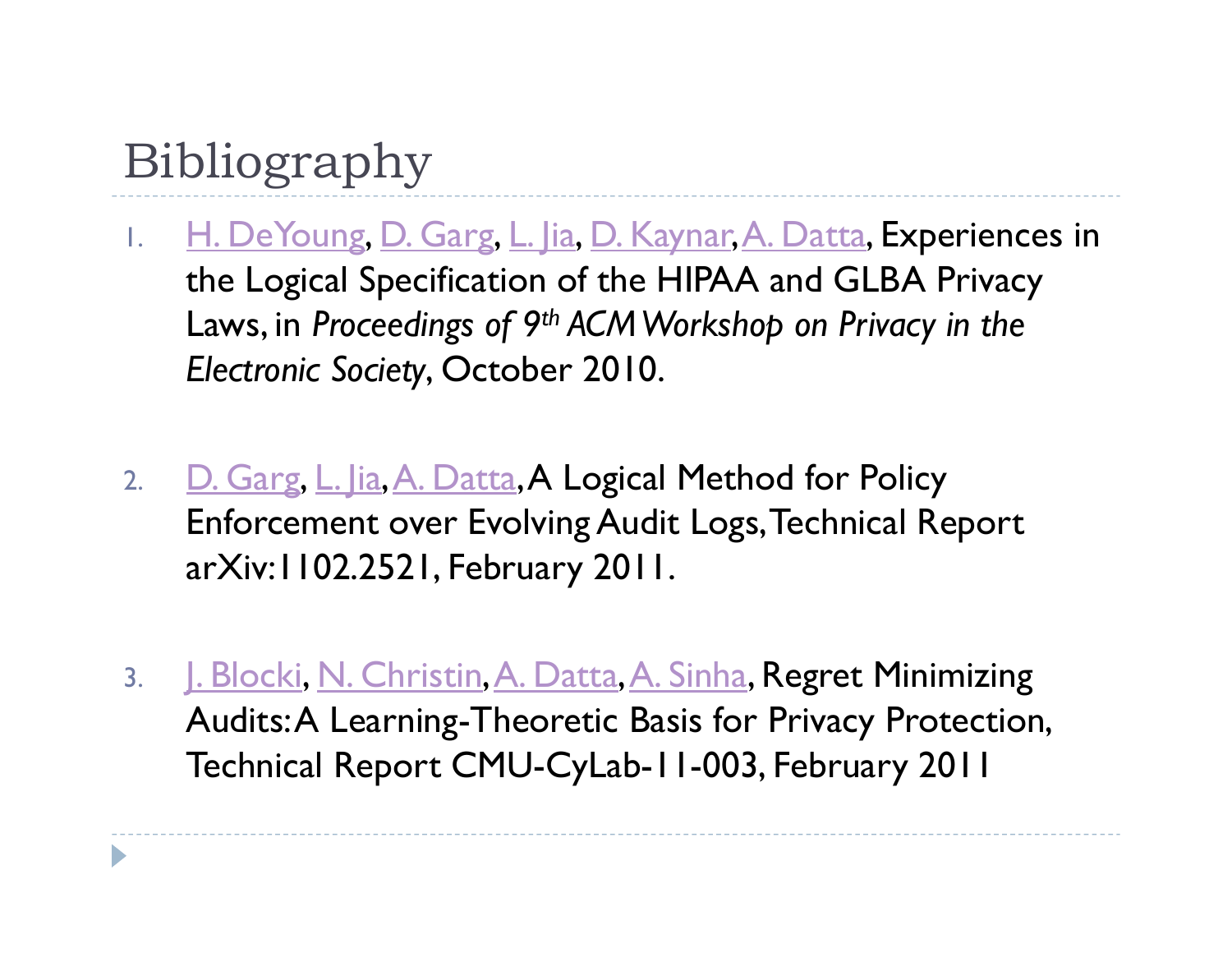# Bibliography

1. H. DeYoung, D. Garg, L. Jia, D. Kaynar, A. Datta, Experiences in the Logical Specification of the HIPAA and GLBA Privacy Laws, in *Proceedings of 9th ACM Workshop on Privacy in the Electronic Society*, October 2010.

2. D. Garg, L. Jia, A. Datta, A Logical Method for Policy Enforcement over Evolving Audit Logs, Technical Report arXiv:1102.2521, February 2011.

3. J. Blocki, N. Christin, A. Datta, A. Sinha, Regret Minimizing Audits: A Learning-Theoretic Basis for Privacy Protection, Technical Report CMU-CyLab-11-003, February 2011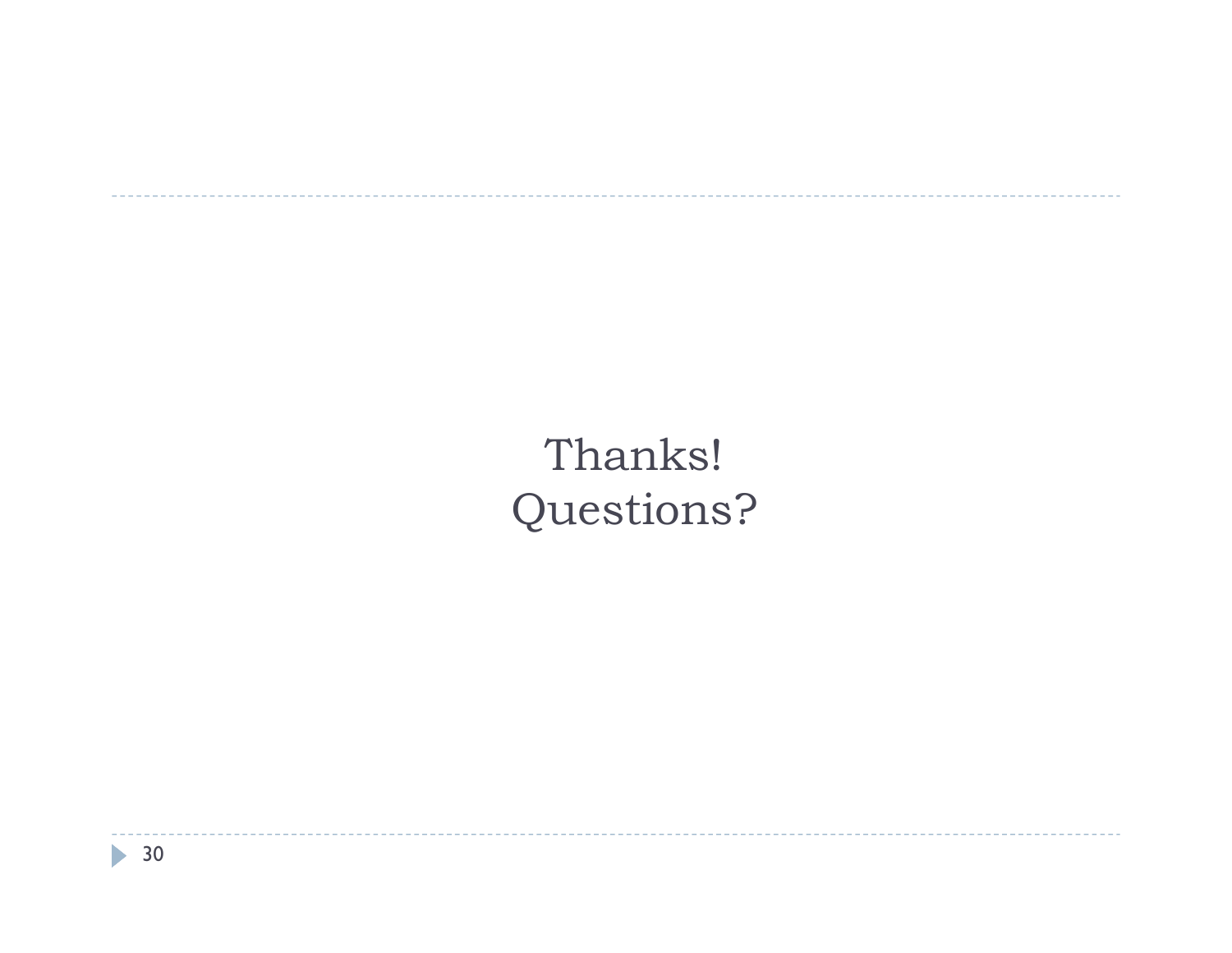Thanks!
Questions?